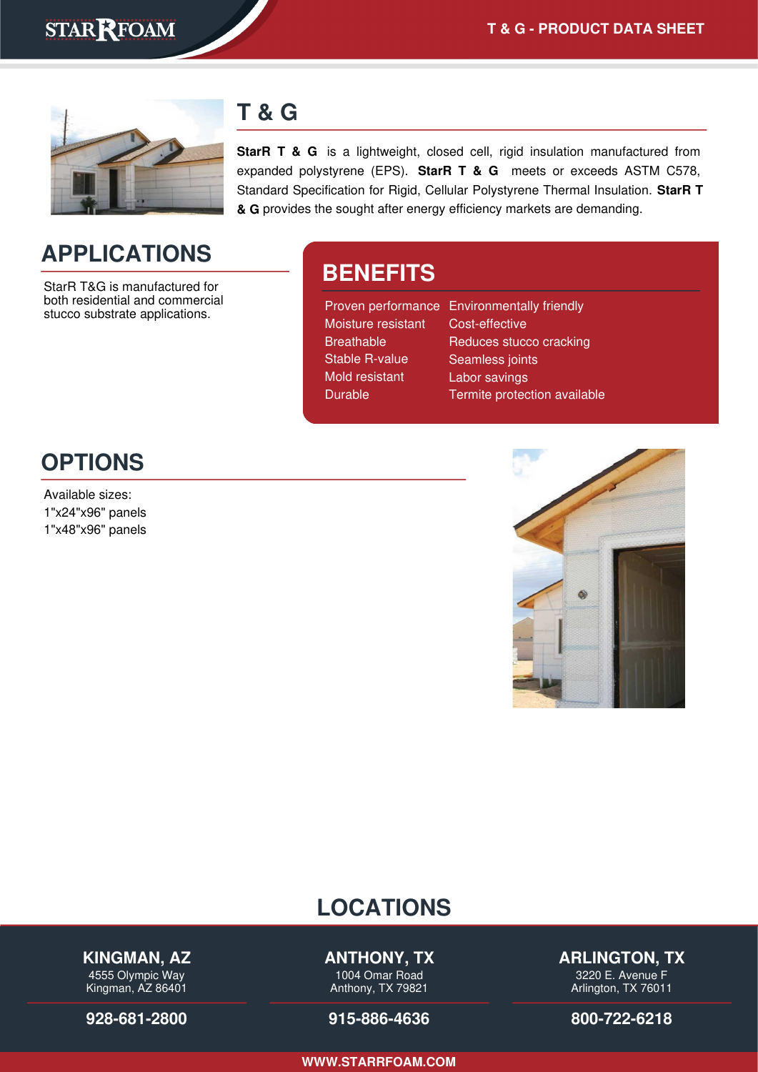# T & G

**StarR T & G** is a lightweight, closed cell, rigid insulation manufactured from expanded polystyrene (EPS). **StarR T & G** meets or exceeds ASTM C578, Standard Specification for Rigid, Cellular Polystyrene Thermal Insulation. **StarR T & G** provides the sought after energy efficiency markets are demanding.

## APPLICATIONS

StarR T&G is manufactured for both residential and commercial stucco substrate applications.

## BENEFITS

- Proven performance
- Moisture resistant
- Breathable
- Stable R-value
- Mold resistant
- Durable
- Environmentally friendly
- Cost-effective
- Reduces stucco cracking
- Seamless joints
- Labor savings
- Termite protection available

## OPTIONS

Available sizes:
1"x24"x96" panels
1"x48"x96" panels

## LOCATIONS

**KINGMAN, AZ**
4555 Olympic Way
Kingman, AZ 86401
**928-681-2800**

**ANTHONY, TX**
1004 Omar Road
Anthony, TX 79821
**915-886-4636**

**ARLINGTON, TX**
3220 E. Avenue F
Arlington, TX 76011
**800-722-6218**

**WWW.STARRFOAM.COM**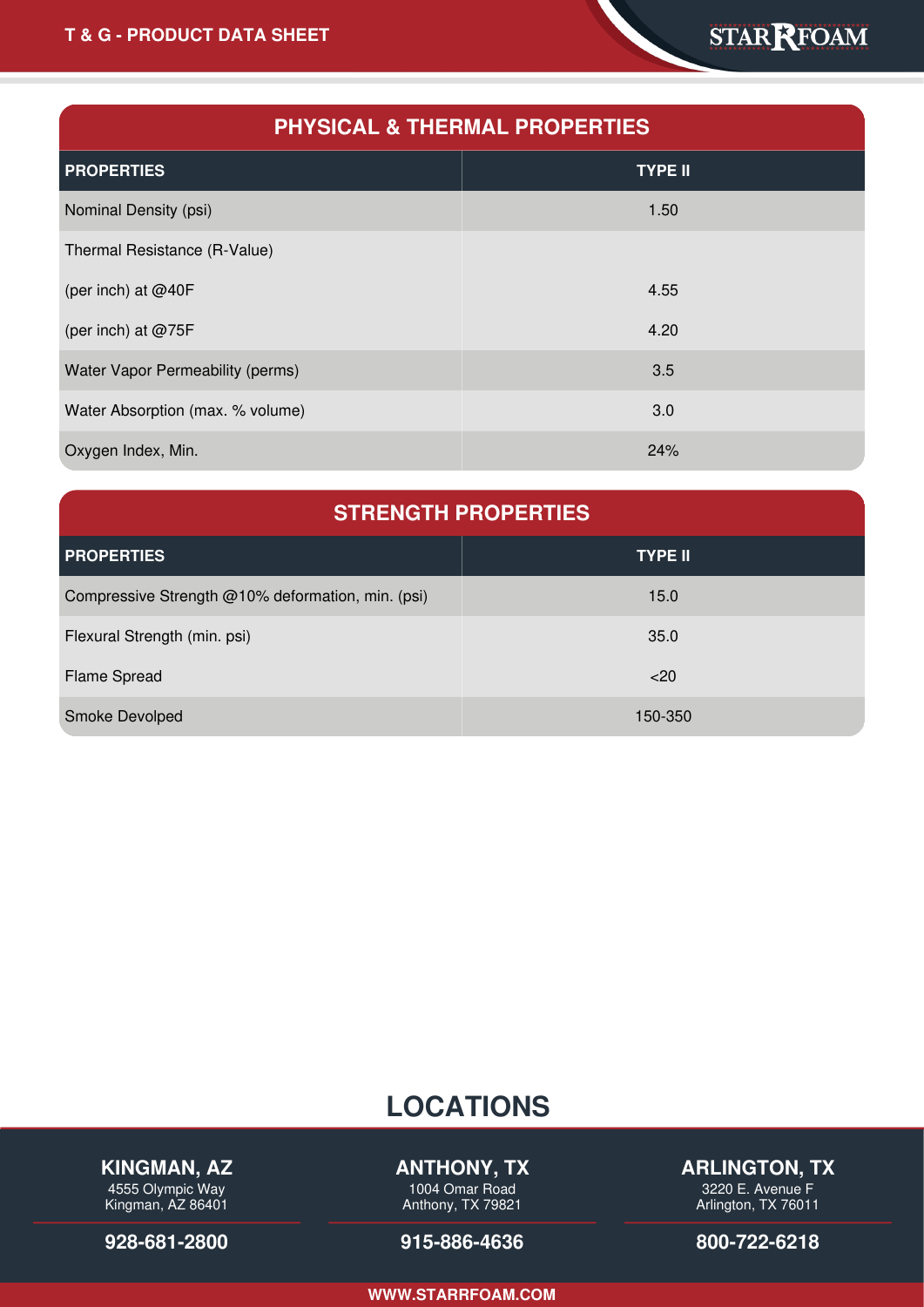## PHYSICAL & THERMAL PROPERTIES

| PROPERTIES | TYPE II |
|---|---|
| Nominal Density (psi) | 1.50 |
| Thermal Resistance (R-Value) | |
| (per inch) at @40F | 4.55 |
| (per inch) at @75F | 4.20 |
| Water Vapor Permeability (perms) | 3.5 |
| Water Absorption (max. % volume) | 3.0 |
| Oxygen Index, Min. | 24% |

## STRENGTH PROPERTIES

| PROPERTIES | TYPE II |
|---|---|
| Compressive Strength @10% deformation, min. (psi) | 15.0 |
| Flexural Strength (min. psi) | 35.0 |
| Flame Spread | <20 |
| Smoke Devolped | 150-350 |

## LOCATIONS

**KINGMAN, AZ**
4555 Olympic Way
Kingman, AZ 86401
**928-681-2800**

**ANTHONY, TX**
1004 Omar Road
Anthony, TX 79821
**915-886-4636**

**ARLINGTON, TX**
3220 E. Avenue F
Arlington, TX 76011
**800-722-6218**

**WWW.STARRFOAM.COM**